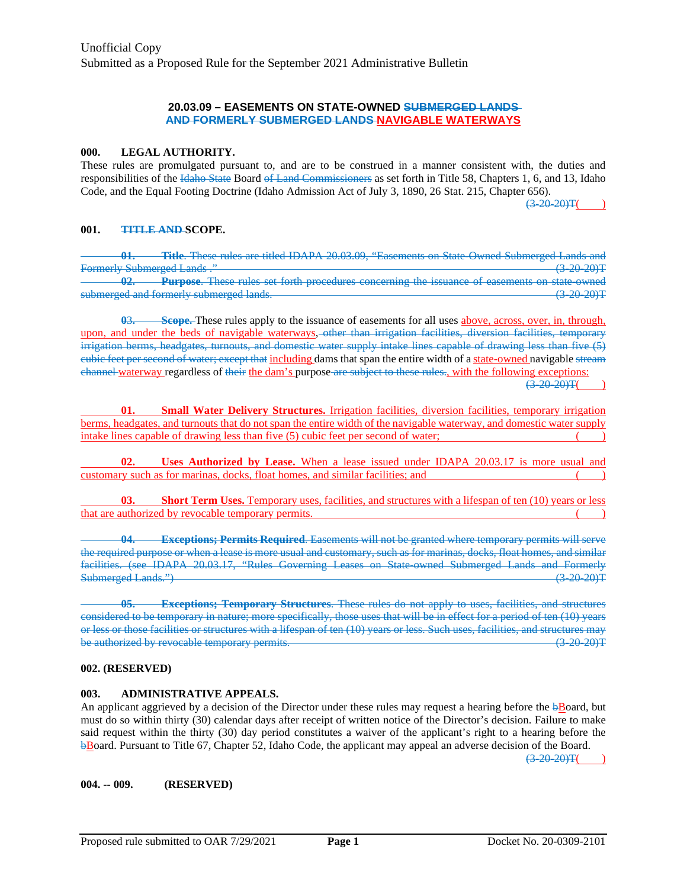Unofficial Copy
Submitted as a Proposed Rule for the September 2021 Administrative Bulletin

**20.03.09 – EASEMENTS ON STATE-OWNED ~~SUBMERGED LANDS AND FORMERLY SUBMERGED LANDS~~ NAVIGABLE WATERWAYS**

**000. LEGAL AUTHORITY.**

These rules are promulgated pursuant to, and are to be construed in a manner consistent with, the duties and responsibilities of the ~~Idaho State~~ Board ~~of Land Commissioners~~ as set forth in Title 58, Chapters 1, 6, and 13, Idaho Code, and the Equal Footing Doctrine (Idaho Admission Act of July 3, 1890, 26 Stat. 215, Chapter 656). ~~(3-20-20)T~~( )

**001. ~~TITLE AND~~ SCOPE.**

~~**01. Title**. These rules are titled IDAPA 20.03.09, "Easements on State-Owned Submerged Lands and Formerly Submerged Lands ." (3-20-20)T~~

~~**02. Purpose**. These rules set forth procedures concerning the issuance of easements on state-owned submerged and formerly submerged lands. (3-20-20)T~~

~~**03. Scope.**~~ These rules apply to the issuance of easements for all uses above, across, over, in, through, upon, and under the beds of navigable waterways, ~~other than irrigation facilities, diversion facilities, temporary irrigation berms, headgates, turnouts, and domestic water supply intake lines capable of drawing less than five (5) cubic feet per second of water; except that~~ including dams that span the entire width of a state-owned navigable ~~stream channel~~ waterway regardless of ~~their~~ the dam's purpose ~~are subject to these rules.~~, with the following exceptions: ~~(3-20-20)T~~( )

**01. Small Water Delivery Structures.** Irrigation facilities, diversion facilities, temporary irrigation berms, headgates, and turnouts that do not span the entire width of the navigable waterway, and domestic water supply intake lines capable of drawing less than five (5) cubic feet per second of water; ( )

**02. Uses Authorized by Lease.** When a lease issued under IDAPA 20.03.17 is more usual and customary such as for marinas, docks, float homes, and similar facilities; and ( )

**03. Short Term Uses.** Temporary uses, facilities, and structures with a lifespan of ten (10) years or less that are authorized by revocable temporary permits. ( )

~~**04. Exceptions; Permits Required**. Easements will not be granted where temporary permits will serve the required purpose or when a lease is more usual and customary, such as for marinas, docks, float homes, and similar facilities. (see IDAPA 20.03.17, "Rules Governing Leases on State-owned Submerged Lands and Formerly Submerged Lands.") (3-20-20)T~~

~~**05. Exceptions; Temporary Structures**. These rules do not apply to uses, facilities, and structures considered to be temporary in nature; more specifically, those uses that will be in effect for a period of ten (10) years or less or those facilities or structures with a lifespan of ten (10) years or less. Such uses, facilities, and structures may be authorized by revocable temporary permits. (3-20-20)T~~

**002. (RESERVED)**

**003. ADMINISTRATIVE APPEALS.**

An applicant aggrieved by a decision of the Director under these rules may request a hearing before the ~~b~~Board, but must do so within thirty (30) calendar days after receipt of written notice of the Director's decision. Failure to make said request within the thirty (30) day period constitutes a waiver of the applicant's right to a hearing before the ~~b~~Board. Pursuant to Title 67, Chapter 52, Idaho Code, the applicant may appeal an adverse decision of the Board. ~~(3-20-20)T~~( )

**004. -- 009. (RESERVED)**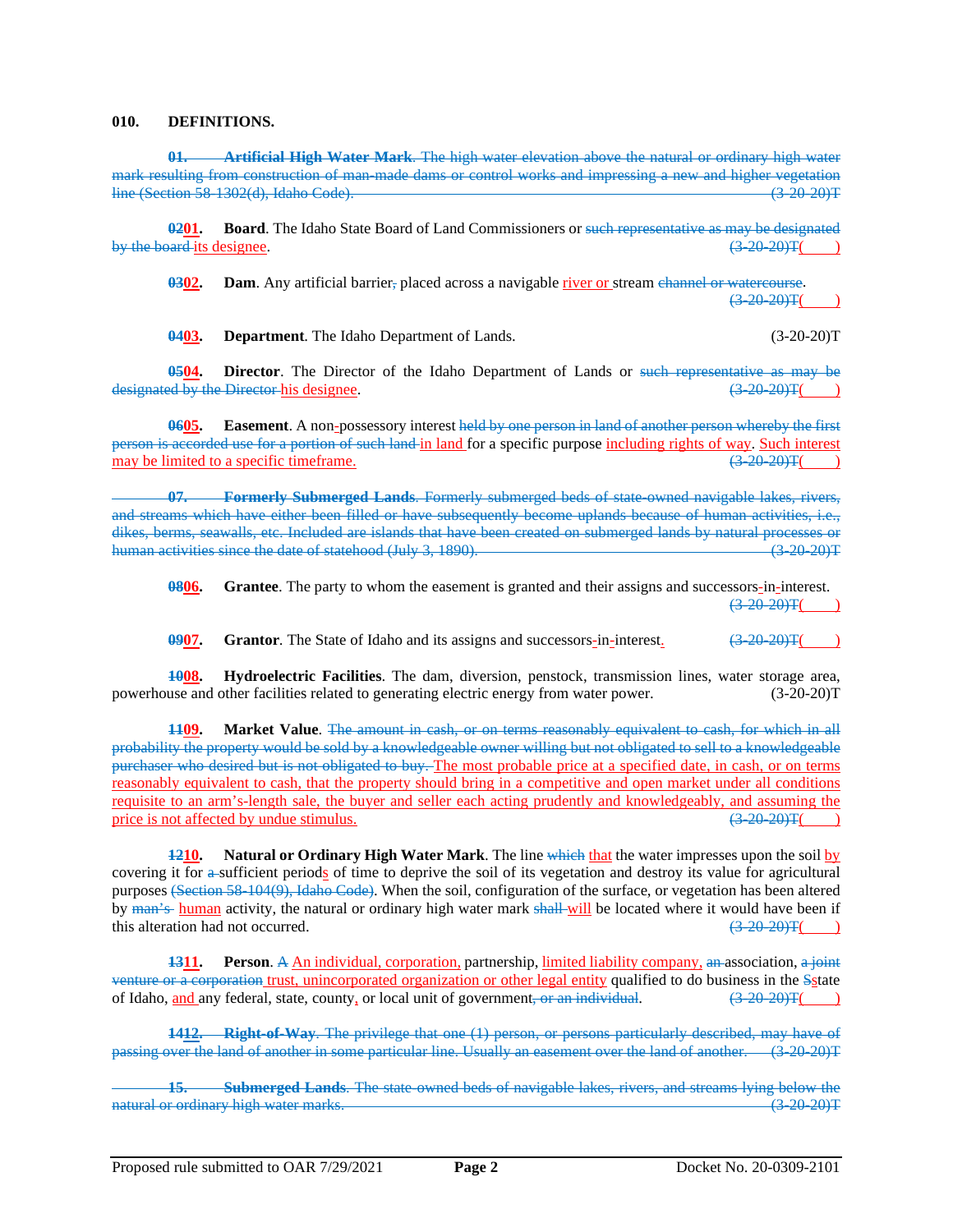**010. DEFINITIONS.**

~~**01. Artificial High Water Mark**. The high water elevation above the natural or ordinary high water mark resulting from construction of man-made dams or control works and impressing a new and higher vegetation line (Section 58-1302(d), Idaho Code). (3-20-20)T~~

**~~02~~01. Board**. The Idaho State Board of Land Commissioners or ~~such representative as may be designated by the board~~ its designee. ~~(3-20-20)T~~( )

**~~03~~02. Dam**. Any artificial barrier~~,~~ placed across a navigable river or stream ~~channel or watercourse~~. ~~(3-20-20)T~~( )

**~~04~~03. Department**. The Idaho Department of Lands. (3-20-20)T

**~~05~~04. Director**. The Director of the Idaho Department of Lands or ~~such representative as may be designated by the Director~~ his designee. ~~(3-20-20)T~~( )

**~~06~~05. Easement**. A non-possessory interest ~~held by one person in land of another person whereby the first person is accorded use for a portion of such land~~ in land for a specific purpose including rights of way. Such interest may be limited to a specific timeframe. ~~(3-20-20)T~~( )

~~**07. Formerly Submerged Lands**. Formerly submerged beds of state-owned navigable lakes, rivers, and streams which have either been filled or have subsequently become uplands because of human activities, i.e., dikes, berms, seawalls, etc. Included are islands that have been created on submerged lands by natural processes or human activities since the date of statehood (July 3, 1890). (3-20-20)T~~

**~~08~~06. Grantee**. The party to whom the easement is granted and their assigns and successors-in-interest. ~~(3-20-20)T~~( )

**~~09~~07. Grantor**. The State of Idaho and its assigns and successors-in-interest. ~~(3-20-20)T~~( )

**~~10~~08. Hydroelectric Facilities**. The dam, diversion, penstock, transmission lines, water storage area, powerhouse and other facilities related to generating electric energy from water power. (3-20-20)T

**~~11~~09. Market Value**. ~~The amount in cash, or on terms reasonably equivalent to cash, for which in all probability the property would be sold by a knowledgeable owner willing but not obligated to sell to a knowledgeable purchaser who desired but is not obligated to buy.~~ The most probable price at a specified date, in cash, or on terms reasonably equivalent to cash, that the property should bring in a competitive and open market under all conditions requisite to an arm's-length sale, the buyer and seller each acting prudently and knowledgeably, and assuming the price is not affected by undue stimulus. ~~(3-20-20)T~~( )

**~~12~~10. Natural or Ordinary High Water Mark**. The line ~~which~~ that the water impresses upon the soil by covering it for ~~a~~ sufficient periods of time to deprive the soil of its vegetation and destroy its value for agricultural purposes ~~(Section 58-104(9), Idaho Code)~~. When the soil, configuration of the surface, or vegetation has been altered by ~~man's~~ human activity, the natural or ordinary high water mark ~~shall~~ will be located where it would have been if this alteration had not occurred. ~~(3-20-20)T~~( )

**~~13~~11. Person**. ~~A~~ An individual, corporation, partnership, limited liability company, ~~an~~ association, ~~a joint venture or a corporation~~ trust, unincorporated organization or other legal entity qualified to do business in the ~~S~~state of Idaho, and any federal, state, county, or local unit of government~~, or an individual~~. ~~(3-20-20)T~~( )

~~**14**~~~~12~~. ~~**Right-of-Way**. The privilege that one (1) person, or persons particularly described, may have of passing over the land of another in some particular line. Usually an easement over the land of another. (3-20-20)T~~

~~**15. Submerged Lands**. The state-owned beds of navigable lakes, rivers, and streams lying below the natural or ordinary high water marks. (3-20-20)T~~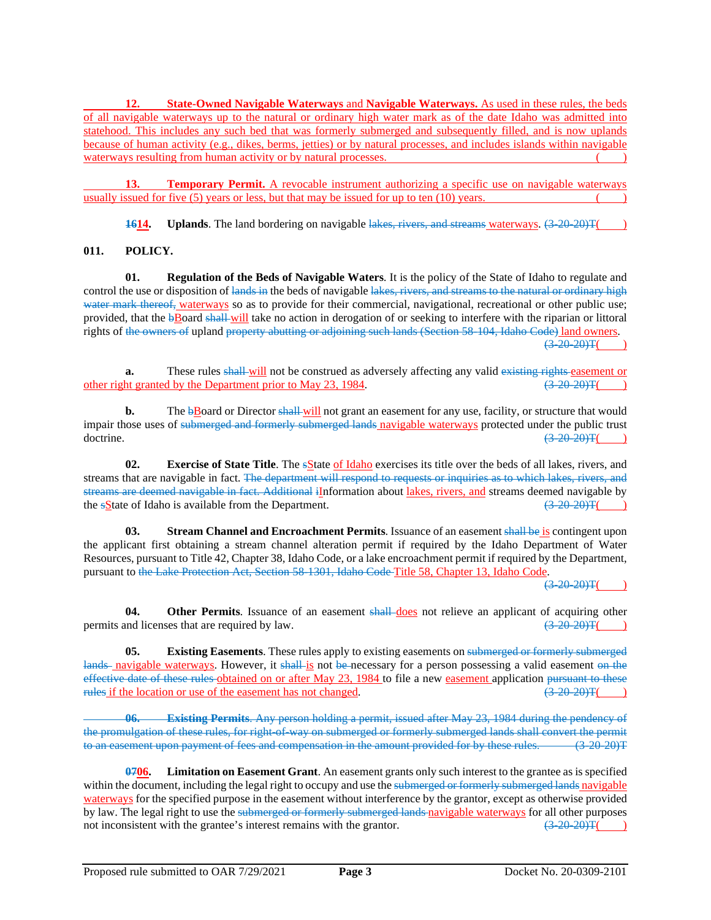**12. State-Owned Navigable Waterways** and **Navigable Waterways.** As used in these rules, the beds of all navigable waterways up to the natural or ordinary high water mark as of the date Idaho was admitted into statehood. This includes any such bed that was formerly submerged and subsequently filled, and is now uplands because of human activity (e.g., dikes, berms, jetties) or by natural processes, and includes islands within navigable waterways resulting from human activity or by natural processes. ( )

**13. Temporary Permit.** A revocable instrument authorizing a specific use on navigable waterways usually issued for five (5) years or less, but that may be issued for up to ten (10) years. ( )

**~~16~~14. Uplands**. The land bordering on navigable ~~lakes, rivers, and streams~~ waterways. ~~(3-20-20)T~~( )

**011. POLICY.**

**01. Regulation of the Beds of Navigable Waters**. It is the policy of the State of Idaho to regulate and control the use or disposition of ~~lands in~~ the beds of navigable ~~lakes, rivers, and streams to the natural or ordinary high water mark thereof,~~ waterways so as to provide for their commercial, navigational, recreational or other public use; provided, that the ~~b~~Board ~~shall~~ will take no action in derogation of or seeking to interfere with the riparian or littoral rights of ~~the owners of~~ upland ~~property abutting or adjoining such lands (Section 58-104, Idaho Code)~~ land owners. ~~(3-20-20)T~~( )

**a.** These rules ~~shall~~ will not be construed as adversely affecting any valid ~~existing rights~~ easement or other right granted by the Department prior to May 23, 1984. ~~(3-20-20)T~~( )

**b.** The ~~b~~Board or Director ~~shall~~ will not grant an easement for any use, facility, or structure that would impair those uses of ~~submerged and formerly submerged lands~~ navigable waterways protected under the public trust doctrine. ~~(3-20-20)T~~( )

**02. Exercise of State Title**. The ~~s~~State of Idaho exercises its title over the beds of all lakes, rivers, and streams that are navigable in fact. ~~The department will respond to requests or inquiries as to which lakes, rivers, and streams are deemed navigable in fact. Additional~~ ~~i~~Information about lakes, rivers, and streams deemed navigable by the ~~s~~State of Idaho is available from the Department. ~~(3-20-20)T~~( )

**03. Stream Channel and Encroachment Permits**. Issuance of an easement ~~shall be~~ is contingent upon the applicant first obtaining a stream channel alteration permit if required by the Idaho Department of Water Resources, pursuant to Title 42, Chapter 38, Idaho Code, or a lake encroachment permit if required by the Department, pursuant to ~~the Lake Protection Act, Section 58-1301, Idaho Code~~ Title 58, Chapter 13, Idaho Code. ~~(3-20-20)T~~( )

**04. Other Permits**. Issuance of an easement ~~shall~~ does not relieve an applicant of acquiring other permits and licenses that are required by law. ~~(3-20-20)T~~( )

**05. Existing Easements**. These rules apply to existing easements on ~~submerged or formerly submerged lands~~ navigable waterways. However, it ~~shall~~ is not ~~be~~ necessary for a person possessing a valid easement ~~on the effective date of these rules~~ obtained on or after May 23, 1984 to file a new easement application ~~pursuant to these rules~~ if the location or use of the easement has not changed. ~~(3-20-20)T~~( )

~~**06. Existing Permits**. Any person holding a permit, issued after May 23, 1984 during the pendency of the promulgation of these rules, for right-of-way on submerged or formerly submerged lands shall convert the permit to an easement upon payment of fees and compensation in the amount provided for by these rules. (3-20-20)T~~

**~~07~~06. Limitation on Easement Grant**. An easement grants only such interest to the grantee as is specified within the document, including the legal right to occupy and use the ~~submerged or formerly submerged lands~~ navigable waterways for the specified purpose in the easement without interference by the grantor, except as otherwise provided by law. The legal right to use the ~~submerged or formerly submerged lands~~ navigable waterways for all other purposes not inconsistent with the grantee's interest remains with the grantor. ~~(3-20-20)T~~( )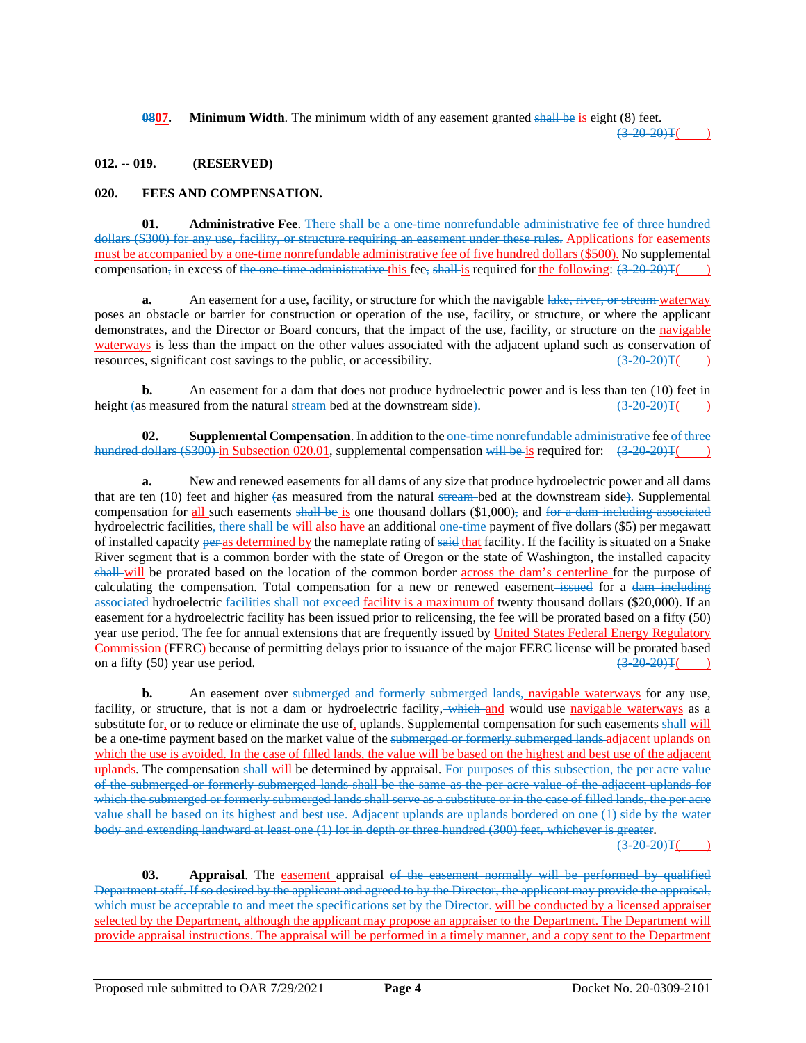**~~08~~<u>07</u>. Minimum Width**. The minimum width of any easement granted ~~shall be~~ <u>is</u> eight (8) feet. ~~(3-20-20)T~~<u>( )</u>

**012. -- 019. (RESERVED)**

**020. FEES AND COMPENSATION.**

**01. Administrative Fee**. ~~There shall be a one-time nonrefundable administrative fee of three hundred dollars ($300) for any use, facility, or structure requiring an easement under these rules.~~ <u>Applications for easements must be accompanied by a one-time nonrefundable administrative fee of five hundred dollars ($500).</u> No supplemental compensation~~,~~ in excess of ~~the one-time administrative~~ <u>this</u> fee~~,~~ ~~shall~~ <u>is</u> required for <u>the following</u>: ~~(3-20-20)T~~<u>( )</u>

**a.** An easement for a use, facility, or structure for which the navigable ~~lake, river, or stream~~ <u>waterway</u> poses an obstacle or barrier for construction or operation of the use, facility, or structure, or where the applicant demonstrates, and the Director or Board concurs, that the impact of the use, facility, or structure on the <u>navigable waterways</u> is less than the impact on the other values associated with the adjacent upland such as conservation of resources, significant cost savings to the public, or accessibility. ~~(3-20-20)T~~<u>( )</u>

**b.** An easement for a dam that does not produce hydroelectric power and is less than ten (10) feet in height ~~(~~as measured from the natural ~~stream~~ bed at the downstream side~~)~~. ~~(3-20-20)T~~<u>( )</u>

**02. Supplemental Compensation**. In addition to the ~~one-time nonrefundable administrative~~ fee ~~of three hundred dollars ($300)~~ <u>in Subsection 020.01</u>, supplemental compensation ~~will be~~ <u>is</u> required for: ~~(3-20-20)T~~<u>( )</u>

**a.** New and renewed easements for all dams of any size that produce hydroelectric power and all dams that are ten (10) feet and higher ~~(~~as measured from the natural ~~stream~~ bed at the downstream side~~)~~. Supplemental compensation for <u>all</u> such easements ~~shall be~~ <u>is</u> one thousand dollars ($1,000)~~,~~ and ~~for a dam including associated~~ hydroelectric facilities~~, there shall be~~ <u>will also have</u> an additional ~~one-time~~ payment of five dollars ($5) per megawatt of installed capacity ~~per~~ <u>as determined by</u> the nameplate rating of ~~said~~ <u>that</u> facility. If the facility is situated on a Snake River segment that is a common border with the state of Oregon or the state of Washington, the installed capacity ~~shall~~ <u>will</u> be prorated based on the location of the common border <u>across the dam's centerline</u> for the purpose of calculating the compensation. Total compensation for a new or renewed easement ~~issued~~ for a ~~dam including associated~~ hydroelectric ~~facilities shall not exceed~~ <u>facility is a maximum of</u> twenty thousand dollars ($20,000). If an easement for a hydroelectric facility has been issued prior to relicensing, the fee will be prorated based on a fifty (50) year use period. The fee for annual extensions that are frequently issued by <u>United States Federal Energy Regulatory Commission (</u>FERC<u>)</u> because of permitting delays prior to issuance of the major FERC license will be prorated based on a fifty (50) year use period. ~~(3-20-20)T~~<u>( )</u>

**b.** An easement over ~~submerged and formerly submerged lands,~~ <u>navigable waterways</u> for any use, facility, or structure, that is not a dam or hydroelectric facility, ~~which~~ <u>and</u> would use <u>navigable waterways</u> as a substitute for<u>,</u> or to reduce or eliminate the use of<u>,</u> uplands. Supplemental compensation for such easements ~~shall~~ <u>will</u> be a one-time payment based on the market value of the ~~submerged or formerly submerged lands~~ <u>adjacent uplands on which the use is avoided. In the case of filled lands, the value will be based on the highest and best use of the adjacent uplands</u>. The compensation ~~shall~~ <u>will</u> be determined by appraisal. ~~For purposes of this subsection, the per acre value of the submerged or formerly submerged lands shall be the same as the per acre value of the adjacent uplands for which the submerged or formerly submerged lands shall serve as a substitute or in the case of filled lands, the per acre value shall be based on its highest and best use. Adjacent uplands are uplands bordered on one (1) side by the water body and extending landward at least one (1) lot in depth or three hundred (300) feet, whichever is greater~~. ~~(3-20-20)T~~<u>( )</u>

**03. Appraisal**. The <u>easement</u> appraisal ~~of the easement normally will be performed by qualified Department staff. If so desired by the applicant and agreed to by the Director, the applicant may provide the appraisal, which must be acceptable to and meet the specifications set by the Director.~~ <u>will be conducted by a licensed appraiser selected by the Department, although the applicant may propose an appraiser to the Department. The Department will provide appraisal instructions. The appraisal will be performed in a timely manner, and a copy sent to the Department</u>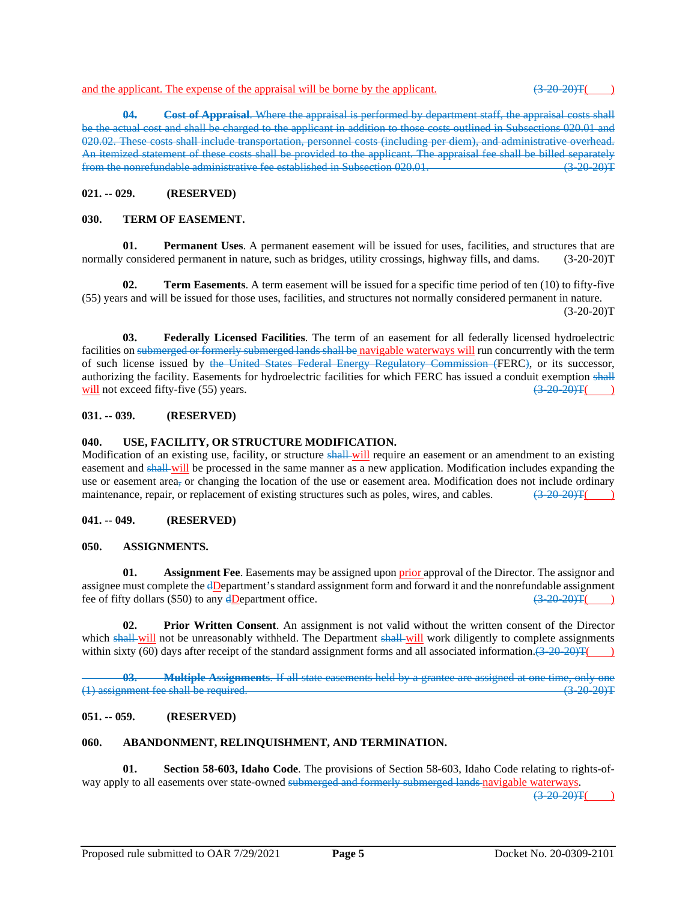and the applicant. The expense of the appraisal will be borne by the applicant. ~~(3-20-20)T~~(    )

~~**04. Cost of Appraisal**. Where the appraisal is performed by department staff, the appraisal costs shall be the actual cost and shall be charged to the applicant in addition to those costs outlined in Subsections 020.01 and 020.02. These costs shall include transportation, personnel costs (including per diem), and administrative overhead. An itemized statement of these costs shall be provided to the applicant. The appraisal fee shall be billed separately from the nonrefundable administrative fee established in Subsection 020.01. (3-20-20)T~~

**021. -- 029. (RESERVED)**

**030. TERM OF EASEMENT.**

**01. Permanent Uses**. A permanent easement will be issued for uses, facilities, and structures that are normally considered permanent in nature, such as bridges, utility crossings, highway fills, and dams. (3-20-20)T

**02. Term Easements**. A term easement will be issued for a specific time period of ten (10) to fifty-five (55) years and will be issued for those uses, facilities, and structures not normally considered permanent in nature. (3-20-20)T

**03. Federally Licensed Facilities**. The term of an easement for all federally licensed hydroelectric facilities on ~~submerged or formerly submerged lands shall be~~ navigable waterways will run concurrently with the term of such license issued by ~~the United States Federal Energy Regulatory Commission (~~FERC~~)~~, or its successor, authorizing the facility. Easements for hydroelectric facilities for which FERC has issued a conduit exemption ~~shall~~ will not exceed fifty-five (55) years. ~~(3-20-20)T~~(    )

**031. -- 039. (RESERVED)**

**040. USE, FACILITY, OR STRUCTURE MODIFICATION.**

Modification of an existing use, facility, or structure ~~shall~~ will require an easement or an amendment to an existing easement and ~~shall~~ will be processed in the same manner as a new application. Modification includes expanding the use or easement area~~,~~ or changing the location of the use or easement area. Modification does not include ordinary maintenance, repair, or replacement of existing structures such as poles, wires, and cables. ~~(3-20-20)T~~(    )

**041. -- 049. (RESERVED)**

**050. ASSIGNMENTS.**

**01. Assignment Fee**. Easements may be assigned upon prior approval of the Director. The assignor and assignee must complete the ~~d~~Department's standard assignment form and forward it and the nonrefundable assignment fee of fifty dollars ($50) to any ~~d~~Department office. ~~(3-20-20)T~~(    )

**02. Prior Written Consent**. An assignment is not valid without the written consent of the Director which ~~shall~~ will not be unreasonably withheld. The Department ~~shall~~ will work diligently to complete assignments within sixty (60) days after receipt of the standard assignment forms and all associated information. ~~(3-20-20)T~~(    )

~~**03. Multiple Assignments**. If all state easements held by a grantee are assigned at one time, only one (1) assignment fee shall be required. (3-20-20)T~~

**051. -- 059. (RESERVED)**

**060. ABANDONMENT, RELINQUISHMENT, AND TERMINATION.**

**01. Section 58-603, Idaho Code**. The provisions of Section 58-603, Idaho Code relating to rights-of-way apply to all easements over state-owned ~~submerged and formerly submerged lands~~ navigable waterways. ~~(3-20-20)T~~(    )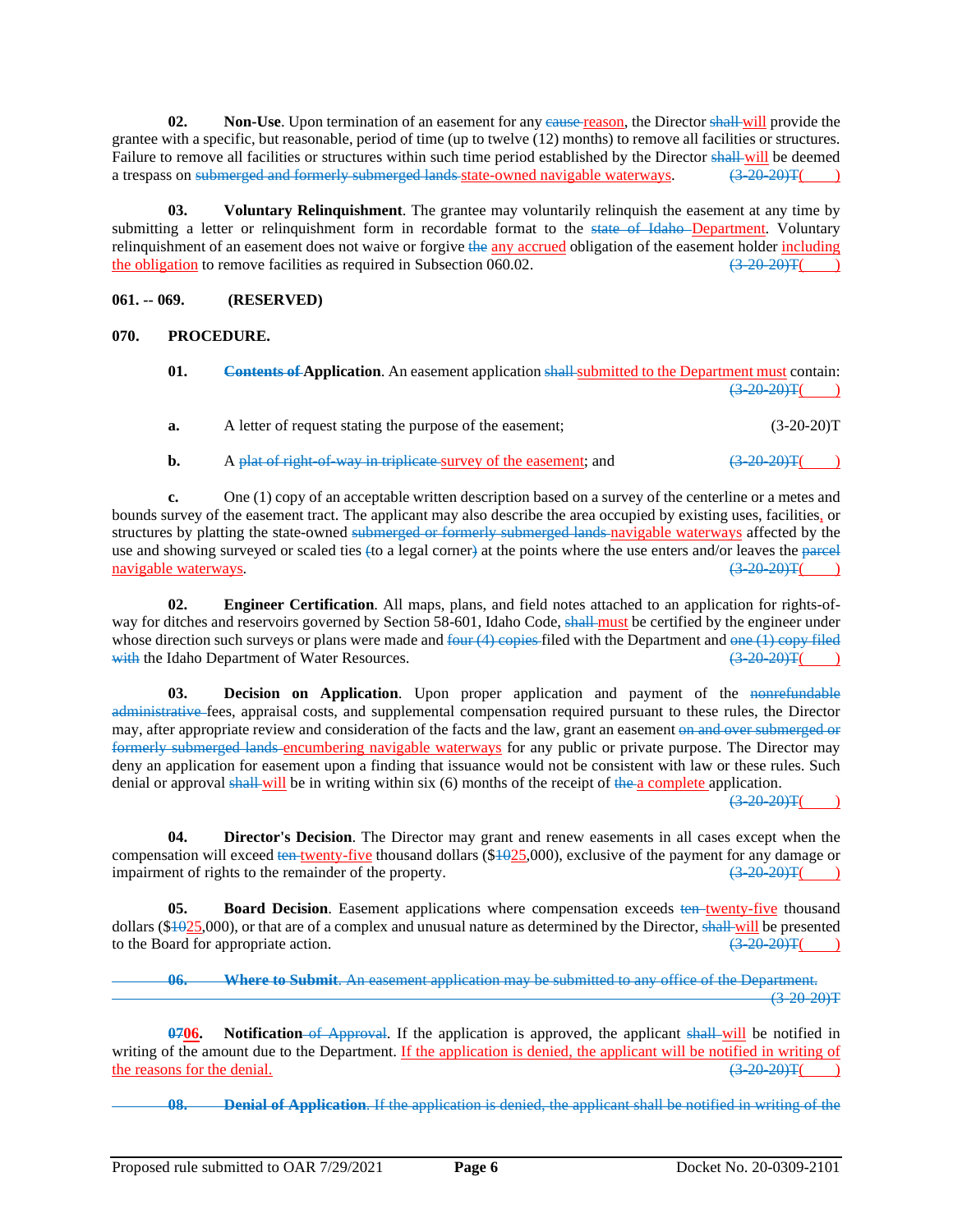**02. Non-Use**. Upon termination of an easement for any ~~cause~~ reason, the Director ~~shall~~ will provide the grantee with a specific, but reasonable, period of time (up to twelve (12) months) to remove all facilities or structures. Failure to remove all facilities or structures within such time period established by the Director ~~shall~~ will be deemed a trespass on ~~submerged and formerly submerged lands~~ state-owned navigable waterways. ~~(3-20-20)T~~(        )

**03. Voluntary Relinquishment**. The grantee may voluntarily relinquish the easement at any time by submitting a letter or relinquishment form in recordable format to the ~~state of Idaho~~ Department. Voluntary relinquishment of an easement does not waive or forgive ~~the~~ any accrued obligation of the easement holder including the obligation to remove facilities as required in Subsection 060.02. ~~(3-20-20)T~~(        )

**061. -- 069. (RESERVED)**

**070. PROCEDURE.**

**01. ~~Contents of~~ Application**. An easement application ~~shall~~ submitted to the Department must contain: ~~(3-20-20)T~~(        )

**a.** A letter of request stating the purpose of the easement; (3-20-20)T

**b.** A ~~plat of right-of-way in triplicate~~ survey of the easement; and ~~(3-20-20)T~~(        )

**c.** One (1) copy of an acceptable written description based on a survey of the centerline or a metes and bounds survey of the easement tract. The applicant may also describe the area occupied by existing uses, facilities, or structures by platting the state-owned ~~submerged or formerly submerged lands~~ navigable waterways affected by the use and showing surveyed or scaled ties ~~(~~to a legal corner~~)~~ at the points where the use enters and/or leaves the ~~parcel~~ navigable waterways. ~~(3-20-20)T~~(        )

**02. Engineer Certification**. All maps, plans, and field notes attached to an application for rights-of-way for ditches and reservoirs governed by Section 58-601, Idaho Code, ~~shall~~ must be certified by the engineer under whose direction such surveys or plans were made and ~~four (4) copies~~ filed with the Department and ~~one (1) copy filed with~~ the Idaho Department of Water Resources. ~~(3-20-20)T~~(        )

**03. Decision on Application**. Upon proper application and payment of the ~~nonrefundable administrative~~ fees, appraisal costs, and supplemental compensation required pursuant to these rules, the Director may, after appropriate review and consideration of the facts and the law, grant an easement ~~on and over submerged or formerly submerged lands~~ encumbering navigable waterways for any public or private purpose. The Director may deny an application for easement upon a finding that issuance would not be consistent with law or these rules. Such denial or approval ~~shall~~ will be in writing within six (6) months of the receipt of ~~the~~ a complete application. ~~(3-20-20)T~~(        )

**04. Director's Decision**. The Director may grant and renew easements in all cases except when the compensation will exceed ~~ten~~ twenty-five thousand dollars ($~~10~~25,000), exclusive of the payment for any damage or impairment of rights to the remainder of the property. ~~(3-20-20)T~~(        )

**05. Board Decision**. Easement applications where compensation exceeds ~~ten~~ twenty-five thousand dollars ($~~10~~25,000), or that are of a complex and unusual nature as determined by the Director, ~~shall~~ will be presented to the Board for appropriate action. ~~(3-20-20)T~~(        )

~~**06. Where to Submit**. An easement application may be submitted to any office of the Department. (3-20-20)T~~

**~~07~~06. Notification ~~of Approval~~**. If the application is approved, the applicant ~~shall~~ will be notified in writing of the amount due to the Department. If the application is denied, the applicant will be notified in writing of the reasons for the denial. ~~(3-20-20)T~~(        )

~~**08. Denial of Application**. If the application is denied, the applicant shall be notified in writing of the~~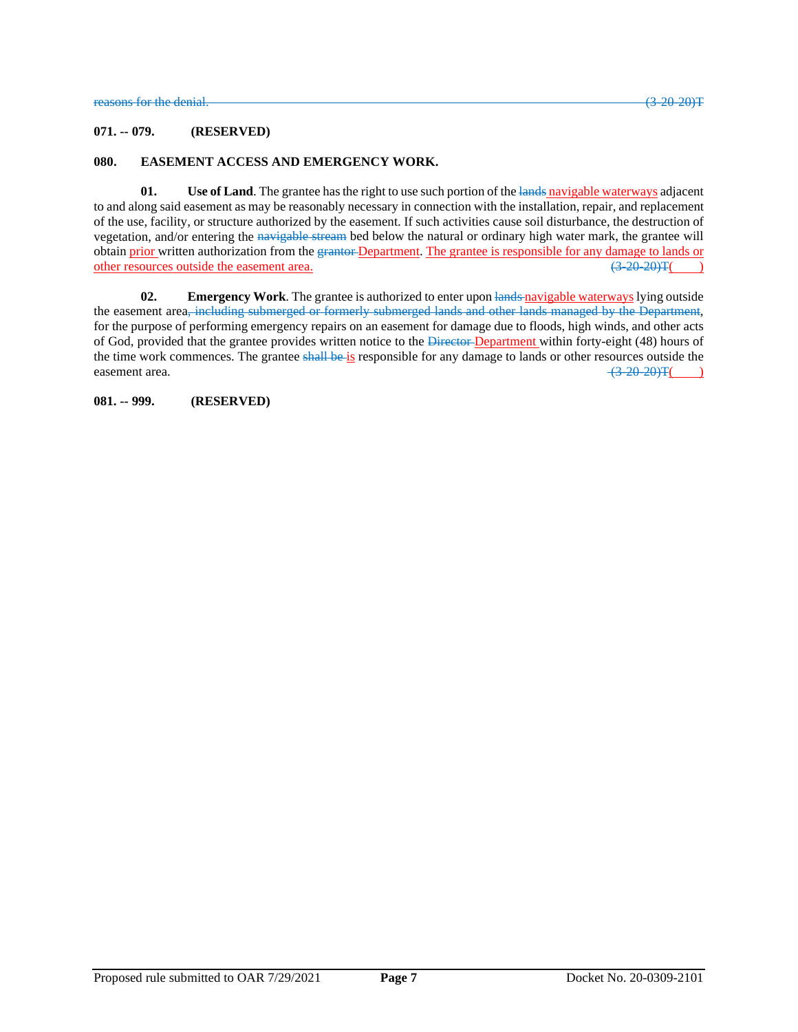~~reasons for the denial.~~ ~~(3-20-20)T~~

**071. -- 079. (RESERVED)**

**080. EASEMENT ACCESS AND EMERGENCY WORK.**

**01. Use of Land**. The grantee has the right to use such portion of the ~~lands~~ navigable waterways adjacent to and along said easement as may be reasonably necessary in connection with the installation, repair, and replacement of the use, facility, or structure authorized by the easement. If such activities cause soil disturbance, the destruction of vegetation, and/or entering the ~~navigable stream~~ bed below the natural or ordinary high water mark, the grantee will obtain prior written authorization from the ~~grantor~~ Department. The grantee is responsible for any damage to lands or other resources outside the easement area. ~~(3-20-20)T~~( )

**02. Emergency Work**. The grantee is authorized to enter upon ~~lands~~ navigable waterways lying outside the easement area~~, including submerged or formerly submerged lands and other lands managed by the Department~~, for the purpose of performing emergency repairs on an easement for damage due to floods, high winds, and other acts of God, provided that the grantee provides written notice to the ~~Director~~ Department within forty-eight (48) hours of the time work commences. The grantee ~~shall be~~ is responsible for any damage to lands or other resources outside the easement area. ~~(3-20-20)T~~( )

**081. -- 999. (RESERVED)**